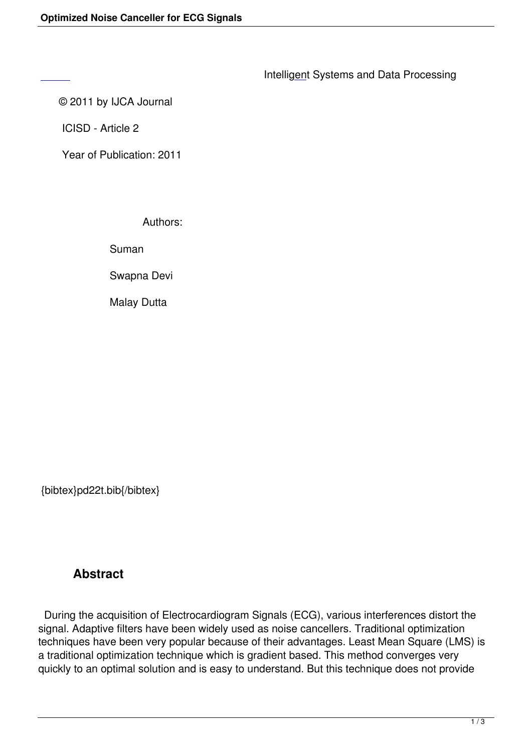Intelligent Systems and Data Processing

© 2011 by IJCA Journal

ICISD - Article 2

Year of Publication: 2011

Authors:

Suman

Swapna Devi

Malay Dutta

{bibtex}pd22t.bib{/bibtex}

## Abstract

During the acquisition of Electrocardiogram Signals (ECG), various interferences distort the signal. Adaptive filters have been widely used as noise cancellers. Traditional optimization techniques have been very popular because of their advantages. Least Mean Square (LMS) is a traditional optimization technique which is gradient based. This method converges very quickly to an optimal solution and is easy to understand. But this technique does not provide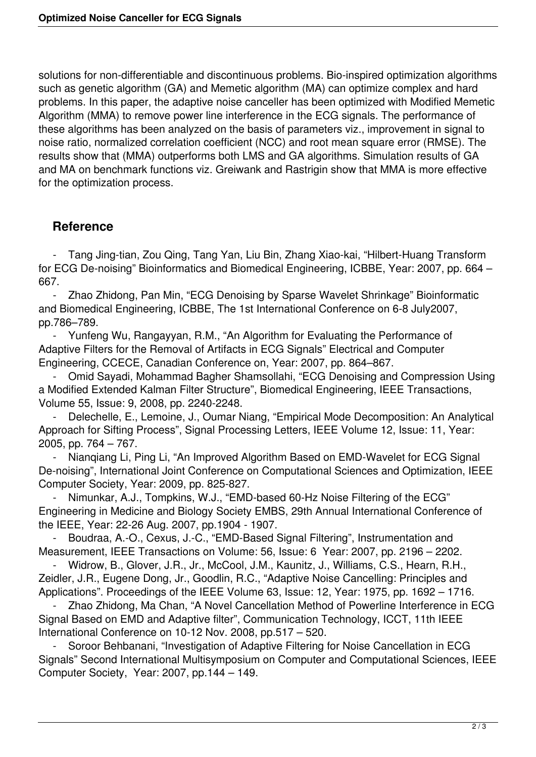solutions for non-differentiable and discontinuous problems. Bio-inspired optimization algorithms such as genetic algorithm (GA) and Memetic algorithm (MA) can optimize complex and hard problems. In this paper, the adaptive noise canceller has been optimized with Modified Memetic Algorithm (MMA) to remove power line interference in the ECG signals. The performance of these algorithms has been analyzed on the basis of parameters viz., improvement in signal to noise ratio, normalized correlation coefficient (NCC) and root mean square error (RMSE). The results show that (MMA) outperforms both LMS and GA algorithms. Simulation results of GA and MA on benchmark functions viz. Greiwank and Rastrigin show that MMA is more effective for the optimization process.

## Reference

- Tang Jing-tian, Zou Qing, Tang Yan, Liu Bin, Zhang Xiao-kai, "Hilbert-Huang Transform for ECG De-noising" Bioinformatics and Biomedical Engineering, ICBBE, Year: 2007, pp. 664 – 667.
- Zhao Zhidong, Pan Min, "ECG Denoising by Sparse Wavelet Shrinkage" Bioinformatic and Biomedical Engineering, ICBBE, The 1st International Conference on 6-8 July2007, pp.786–789.
- Yunfeng Wu, Rangayyan, R.M., "An Algorithm for Evaluating the Performance of Adaptive Filters for the Removal of Artifacts in ECG Signals" Electrical and Computer Engineering, CCECE, Canadian Conference on, Year: 2007, pp. 864–867.
- Omid Sayadi, Mohammad Bagher Shamsollahi, "ECG Denoising and Compression Using a Modified Extended Kalman Filter Structure", Biomedical Engineering, IEEE Transactions, Volume 55, Issue: 9, 2008, pp. 2240-2248.
- Delechelle, E., Lemoine, J., Oumar Niang, "Empirical Mode Decomposition: An Analytical Approach for Sifting Process", Signal Processing Letters, IEEE Volume 12, Issue: 11, Year: 2005, pp. 764 – 767.
- Nianqiang Li, Ping Li, "An Improved Algorithm Based on EMD-Wavelet for ECG Signal De-noising", International Joint Conference on Computational Sciences and Optimization, IEEE Computer Society, Year: 2009, pp. 825-827.
- Nimunkar, A.J., Tompkins, W.J., "EMD-based 60-Hz Noise Filtering of the ECG" Engineering in Medicine and Biology Society EMBS, 29th Annual International Conference of the IEEE, Year: 22-26 Aug. 2007, pp.1904 - 1907.
- Boudraa, A.-O., Cexus, J.-C., "EMD-Based Signal Filtering", Instrumentation and Measurement, IEEE Transactions on Volume: 56, Issue: 6 Year: 2007, pp. 2196 – 2202.
- Widrow, B., Glover, J.R., Jr., McCool, J.M., Kaunitz, J., Williams, C.S., Hearn, R.H., Zeidler, J.R., Eugene Dong, Jr., Goodlin, R.C., "Adaptive Noise Cancelling: Principles and Applications". Proceedings of the IEEE Volume 63, Issue: 12, Year: 1975, pp. 1692 – 1716.
- Zhao Zhidong, Ma Chan, "A Novel Cancellation Method of Powerline Interference in ECG Signal Based on EMD and Adaptive filter", Communication Technology, ICCT, 11th IEEE International Conference on 10-12 Nov. 2008, pp.517 – 520.
- Soroor Behbanani, "Investigation of Adaptive Filtering for Noise Cancellation in ECG Signals" Second International Multisymposium on Computer and Computational Sciences, IEEE Computer Society, Year: 2007, pp.144 – 149.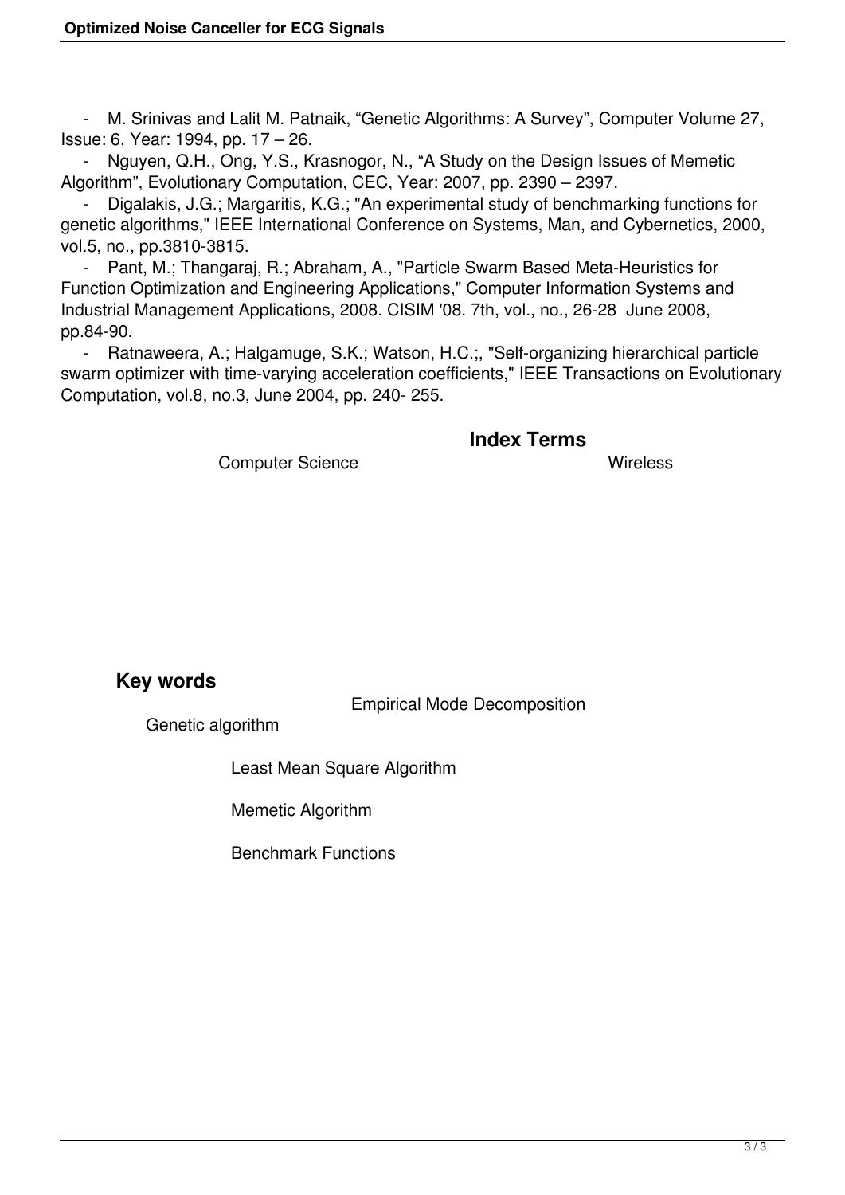- M. Srinivas and Lalit M. Patnaik, "Genetic Algorithms: A Survey", Computer Volume 27, Issue: 6, Year: 1994, pp. 17 – 26.
- Nguyen, Q.H., Ong, Y.S., Krasnogor, N., "A Study on the Design Issues of Memetic Algorithm", Evolutionary Computation, CEC, Year: 2007, pp. 2390 – 2397.
- Digalakis, J.G.; Margaritis, K.G.; "An experimental study of benchmarking functions for genetic algorithms," IEEE International Conference on Systems, Man, and Cybernetics, 2000, vol.5, no., pp.3810-3815.
- Pant, M.; Thangaraj, R.; Abraham, A., "Particle Swarm Based Meta-Heuristics for Function Optimization and Engineering Applications," Computer Information Systems and Industrial Management Applications, 2008. CISIM '08. 7th, vol., no., 26-28 June 2008, pp.84-90.
- Ratnaweera, A.; Halgamuge, S.K.; Watson, H.C.;, "Self-organizing hierarchical particle swarm optimizer with time-varying acceleration coefficients," IEEE Transactions on Evolutionary Computation, vol.8, no.3, June 2004, pp. 240- 255.

## Index Terms

Computer Science

Wireless

## Key words

Empirical Mode Decomposition

Genetic algorithm

Least Mean Square Algorithm

Memetic Algorithm

Benchmark Functions